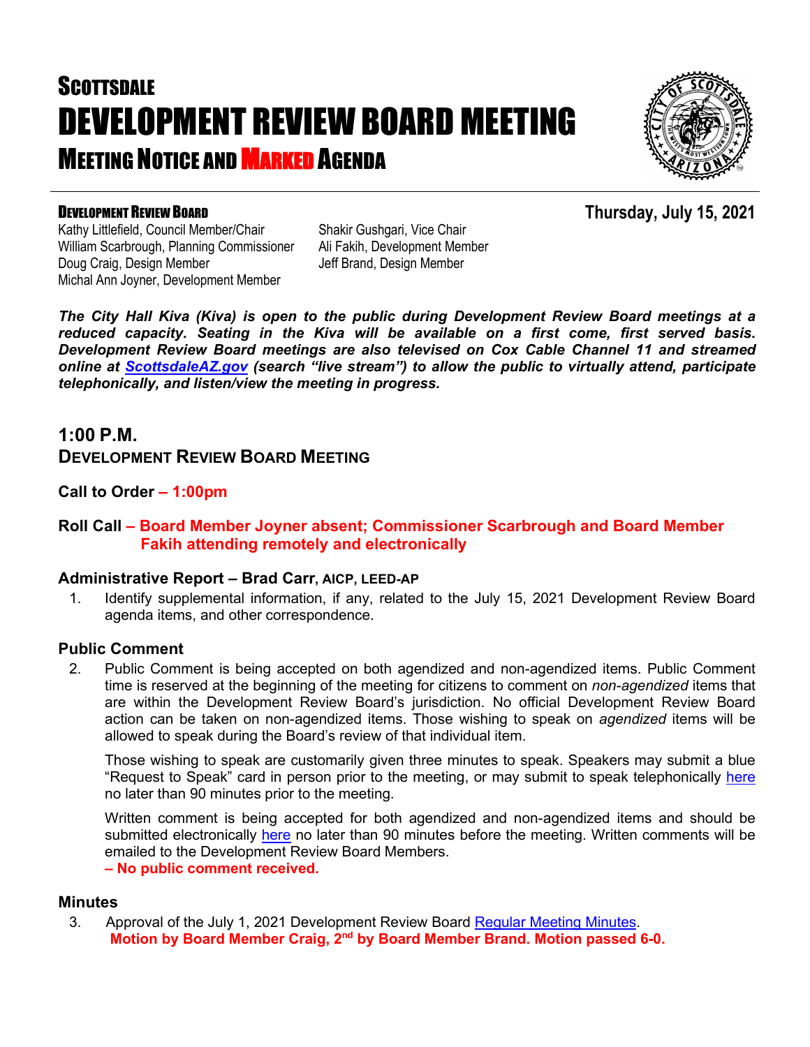# SCOTTSDALE
# DEVELOPMENT REVIEW BOARD MEETING
## MEETING NOTICE AND MARKED AGENDA

**DEVELOPMENT REVIEW BOARD** — **Thursday, July 15, 2021**

Kathy Littlefield, Council Member/Chair
Shakir Gushgari, Vice Chair
William Scarbrough, Planning Commissioner
Ali Fakih, Development Member
Doug Craig, Design Member
Jeff Brand, Design Member
Michal Ann Joyner, Development Member

***The City Hall Kiva (Kiva) is open to the public during Development Review Board meetings at a reduced capacity. Seating in the Kiva will be available on a first come, first served basis. Development Review Board meetings are also televised on Cox Cable Channel 11 and streamed online at ScottsdaleAZ.gov (search "live stream") to allow the public to virtually attend, participate telephonically, and listen/view the meeting in progress.***

## 1:00 P.M.
## DEVELOPMENT REVIEW BOARD MEETING

**Call to Order – 1:00pm**

**Roll Call – Board Member Joyner absent; Commissioner Scarbrough and Board Member Fakih attending remotely and electronically**

### Administrative Report – Brad Carr, AICP, LEED-AP

1. Identify supplemental information, if any, related to the July 15, 2021 Development Review Board agenda items, and other correspondence.

### Public Comment

2. Public Comment is being accepted on both agendized and non-agendized items. Public Comment time is reserved at the beginning of the meeting for citizens to comment on *non-agendized* items that are within the Development Review Board's jurisdiction. No official Development Review Board action can be taken on non-agendized items. Those wishing to speak on *agendized* items will be allowed to speak during the Board's review of that individual item.

   Those wishing to speak are customarily given three minutes to speak. Speakers may submit a blue "Request to Speak" card in person prior to the meeting, or may submit to speak telephonically here no later than 90 minutes prior to the meeting.

   Written comment is being accepted for both agendized and non-agendized items and should be submitted electronically here no later than 90 minutes before the meeting. Written comments will be emailed to the Development Review Board Members.
   **– No public comment received.**

### Minutes

3. Approval of the July 1, 2021 Development Review Board Regular Meeting Minutes.
   **Motion by Board Member Craig, 2nd by Board Member Brand. Motion passed 6-0.**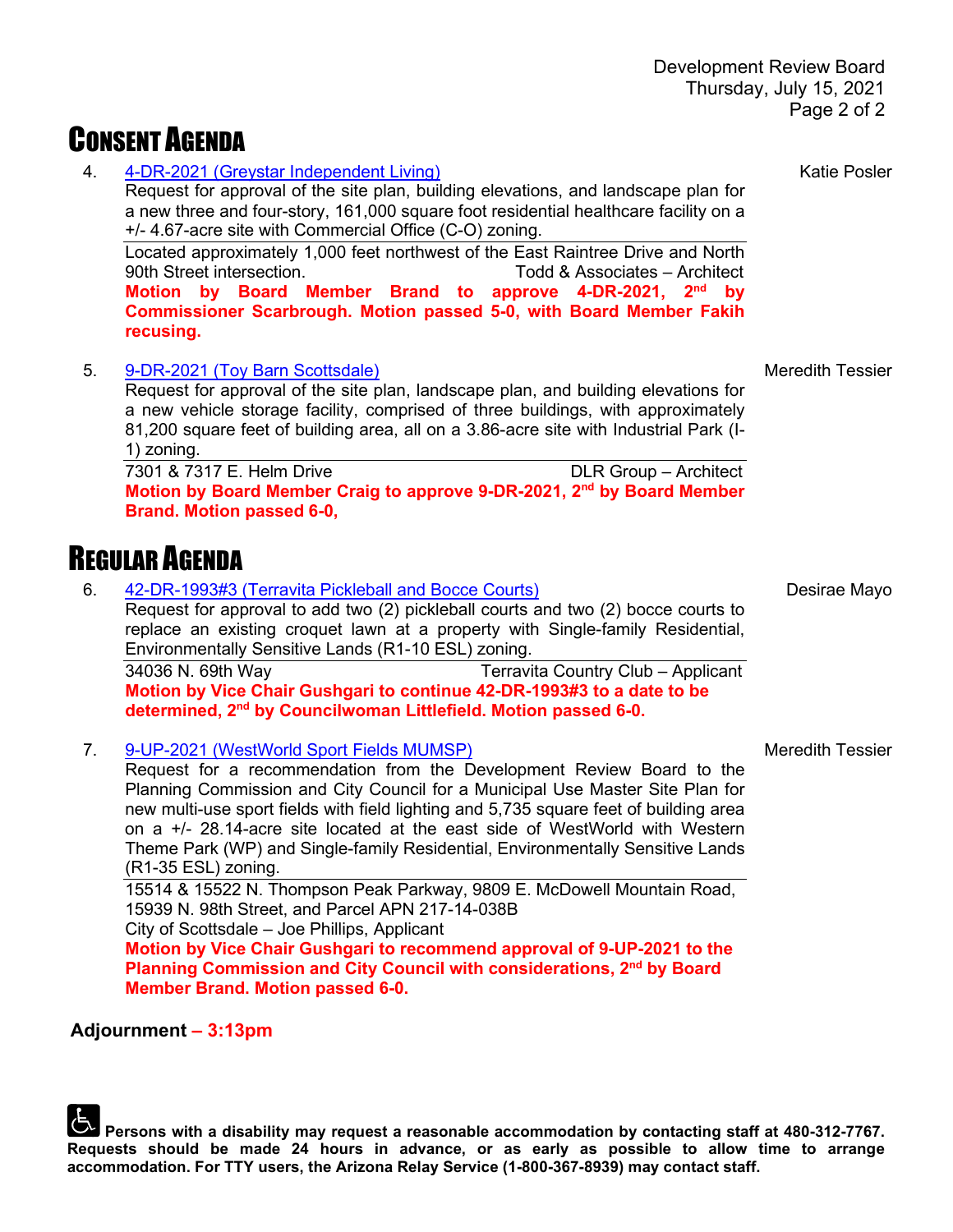## CONSENT AGENDA

4. [4-DR-2021 (Greystar Independent Living)] — Katie Posler

   Request for approval of the site plan, building elevations, and landscape plan for a new three and four-story, 161,000 square foot residential healthcare facility on a +/- 4.67-acre site with Commercial Office (C-O) zoning.

   Located approximately 1,000 feet northwest of the East Raintree Drive and North 90th Street intersection. Todd & Associates – Architect

   **Motion by Board Member Brand to approve 4-DR-2021, 2nd by Commissioner Scarbrough. Motion passed 5-0, with Board Member Fakih recusing.**

5. [9-DR-2021 (Toy Barn Scottsdale)] — Meredith Tessier

   Request for approval of the site plan, landscape plan, and building elevations for a new vehicle storage facility, comprised of three buildings, with approximately 81,200 square feet of building area, all on a 3.86-acre site with Industrial Park (I-1) zoning.

   7301 & 7317 E. Helm Drive DLR Group – Architect

   **Motion by Board Member Craig to approve 9-DR-2021, 2nd by Board Member Brand. Motion passed 6-0,**

## REGULAR AGENDA

6. [42-DR-1993#3 (Terravita Pickleball and Bocce Courts)] — Desirae Mayo

   Request for approval to add two (2) pickleball courts and two (2) bocce courts to replace an existing croquet lawn at a property with Single-family Residential, Environmentally Sensitive Lands (R1-10 ESL) zoning.

   34036 N. 69th Way Terravita Country Club – Applicant

   **Motion by Vice Chair Gushgari to continue 42-DR-1993#3 to a date to be determined, 2nd by Councilwoman Littlefield. Motion passed 6-0.**

7. [9-UP-2021 (WestWorld Sport Fields MUMSP)] — Meredith Tessier

   Request for a recommendation from the Development Review Board to the Planning Commission and City Council for a Municipal Use Master Site Plan for new multi-use sport fields with field lighting and 5,735 square feet of building area on a +/- 28.14-acre site located at the east side of WestWorld with Western Theme Park (WP) and Single-family Residential, Environmentally Sensitive Lands (R1-35 ESL) zoning.

   15514 & 15522 N. Thompson Peak Parkway, 9809 E. McDowell Mountain Road, 15939 N. 98th Street, and Parcel APN 217-14-038B
   City of Scottsdale – Joe Phillips, Applicant

   **Motion by Vice Chair Gushgari to recommend approval of 9-UP-2021 to the Planning Commission and City Council with considerations, 2nd by Board Member Brand. Motion passed 6-0.**

**Adjournment – 3:13pm**

**Persons with a disability may request a reasonable accommodation by contacting staff at 480-312-7767. Requests should be made 24 hours in advance, or as early as possible to allow time to arrange accommodation. For TTY users, the Arizona Relay Service (1-800-367-8939) may contact staff.**